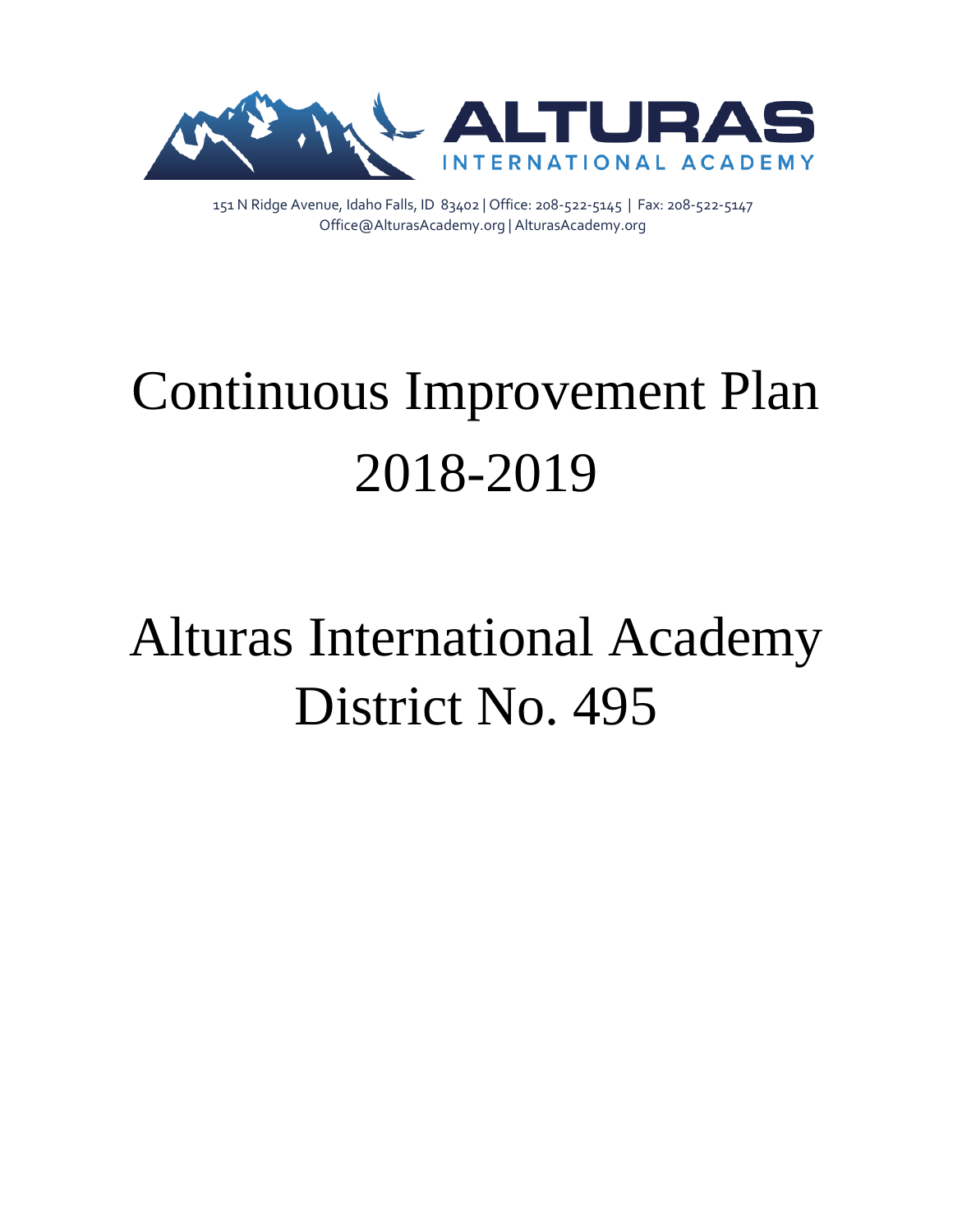# ALTURAS

INTERNATIONAL ACADEMY

151 N Ridge Avenue, Idaho Falls, ID 83402 | Office: 208-522-5145 | Fax: 208-522-5147
Office@AlturasAcademy.org | AlturasAcademy.org

# Continuous Improvement Plan 2018-2019

# Alturas International Academy District No. 495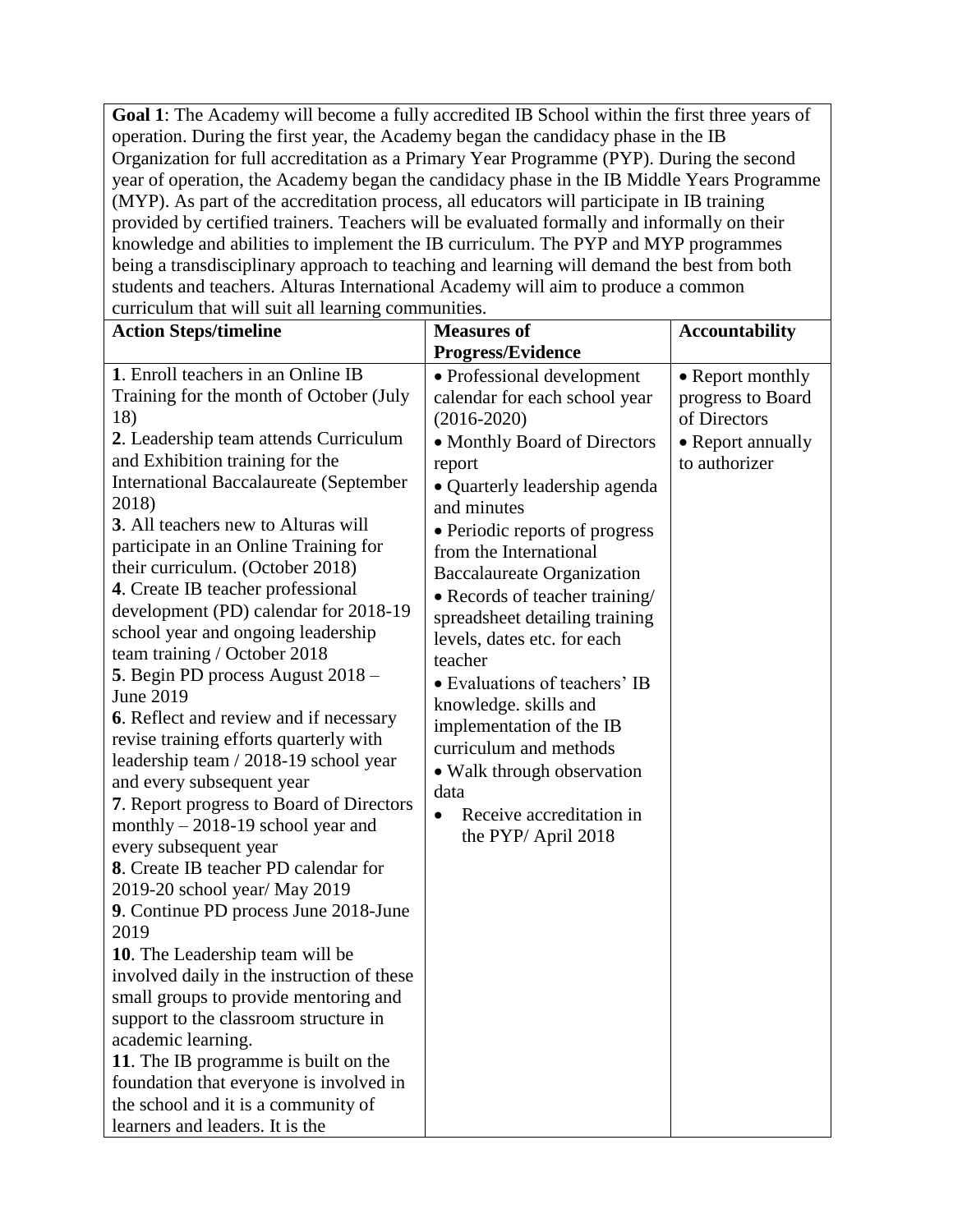| **Goal 1**: The Academy will become a fully accredited IB School within the first three years of operation. During the first year, the Academy began the candidacy phase in the IB Organization for full accreditation as a Primary Year Programme (PYP). During the second year of operation, the Academy began the candidacy phase in the IB Middle Years Programme (MYP). As part of the accreditation process, all educators will participate in IB training provided by certified trainers. Teachers will be evaluated formally and informally on their knowledge and abilities to implement the IB curriculum. The PYP and MYP programmes being a transdisciplinary approach to teaching and learning will demand the best from both students and teachers. Alturas International Academy will aim to produce a common curriculum that will suit all learning communities. | | |
|---|---|---|
| **Action Steps/timeline** | **Measures of Progress/Evidence** | **Accountability** |
| **1**. Enroll teachers in an Online IB Training for the month of October (July 18)<br>**2**. Leadership team attends Curriculum and Exhibition training for the International Baccalaureate (September 2018)<br>**3**. All teachers new to Alturas will participate in an Online Training for their curriculum. (October 2018)<br>**4**. Create IB teacher professional development (PD) calendar for 2018-19 school year and ongoing leadership team training / October 2018<br>**5**. Begin PD process August 2018 – June 2019<br>**6**. Reflect and review and if necessary revise training efforts quarterly with leadership team / 2018-19 school year and every subsequent year<br>**7**. Report progress to Board of Directors monthly – 2018-19 school year and every subsequent year<br>**8**. Create IB teacher PD calendar for 2019-20 school year/ May 2019<br>**9**. Continue PD process June 2018-June 2019<br>**10**. The Leadership team will be involved daily in the instruction of these small groups to provide mentoring and support to the classroom structure in academic learning.<br>**11**. The IB programme is built on the foundation that everyone is involved in the school and it is a community of learners and leaders. It is the | • Professional development calendar for each school year (2016-2020)<br>• Monthly Board of Directors report<br>• Quarterly leadership agenda and minutes<br>• Periodic reports of progress from the International Baccalaureate Organization<br>• Records of teacher training/ spreadsheet detailing training levels, dates etc. for each teacher<br>• Evaluations of teachers' IB knowledge. skills and implementation of the IB curriculum and methods<br>• Walk through observation data<br>• Receive accreditation in the PYP/ April 2018 | • Report monthly progress to Board of Directors<br>• Report annually to authorizer |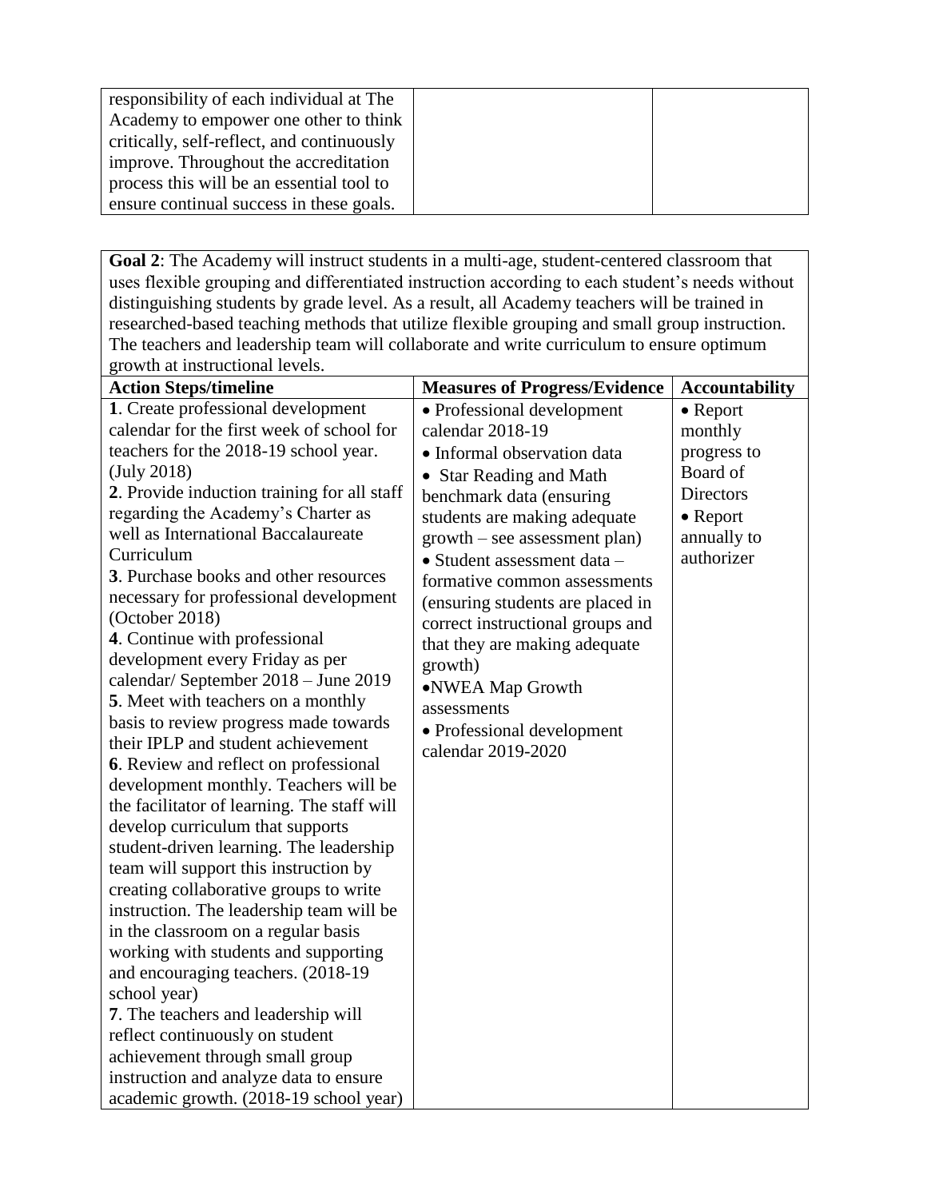| | | |
|---|---|---|
| responsibility of each individual at The Academy to empower one other to think critically, self-reflect, and continuously improve. Throughout the accreditation process this will be an essential tool to ensure continual success in these goals. | | |

**Goal 2**: The Academy will instruct students in a multi-age, student-centered classroom that uses flexible grouping and differentiated instruction according to each student's needs without distinguishing students by grade level. As a result, all Academy teachers will be trained in researched-based teaching methods that utilize flexible grouping and small group instruction. The teachers and leadership team will collaborate and write curriculum to ensure optimum growth at instructional levels.

| **Action Steps/timeline** | **Measures of Progress/Evidence** | **Accountability** |
|---|---|---|
| **1**. Create professional development calendar for the first week of school for teachers for the 2018-19 school year. (July 2018)<br>**2**. Provide induction training for all staff regarding the Academy's Charter as well as International Baccalaureate Curriculum<br>**3**. Purchase books and other resources necessary for professional development (October 2018)<br>**4**. Continue with professional development every Friday as per calendar/ September 2018 – June 2019<br>**5**. Meet with teachers on a monthly basis to review progress made towards their IPLP and student achievement<br>**6**. Review and reflect on professional development monthly. Teachers will be the facilitator of learning. The staff will develop curriculum that supports student-driven learning. The leadership team will support this instruction by creating collaborative groups to write instruction. The leadership team will be in the classroom on a regular basis working with students and supporting and encouraging teachers. (2018-19 school year)<br>**7**. The teachers and leadership will reflect continuously on student achievement through small group instruction and analyze data to ensure academic growth. (2018-19 school year) | • Professional development calendar 2018-19<br>• Informal observation data<br>• Star Reading and Math benchmark data (ensuring students are making adequate growth – see assessment plan)<br>• Student assessment data – formative common assessments (ensuring students are placed in correct instructional groups and that they are making adequate growth)<br>• NWEA Map Growth assessments<br>• Professional development calendar 2019-2020 | • Report monthly progress to Board of Directors<br>• Report annually to authorizer |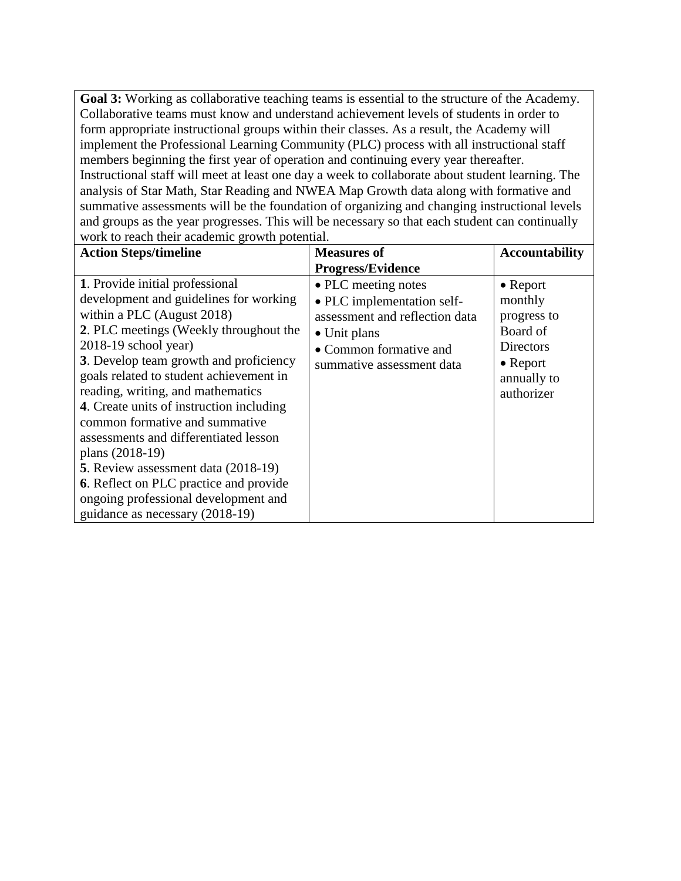| **Goal 3:** Working as collaborative teaching teams is essential to the structure of the Academy. Collaborative teams must know and understand achievement levels of students in order to form appropriate instructional groups within their classes. As a result, the Academy will implement the Professional Learning Community (PLC) process with all instructional staff members beginning the first year of operation and continuing every year thereafter. Instructional staff will meet at least one day a week to collaborate about student learning. The analysis of Star Math, Star Reading and NWEA Map Growth data along with formative and summative assessments will be the foundation of organizing and changing instructional levels and groups as the year progresses. This will be necessary so that each student can continually work to reach their academic growth potential. | | |
|---|---|---|
| **Action Steps/timeline** | **Measures of Progress/Evidence** | **Accountability** |
| **1**. Provide initial professional development and guidelines for working within a PLC (August 2018)<br>**2**. PLC meetings (Weekly throughout the 2018-19 school year)<br>**3**. Develop team growth and proficiency goals related to student achievement in reading, writing, and mathematics<br>**4**. Create units of instruction including common formative and summative assessments and differentiated lesson plans (2018-19)<br>**5**. Review assessment data (2018-19)<br>**6**. Reflect on PLC practice and provide ongoing professional development and guidance as necessary (2018-19) | • PLC meeting notes<br>• PLC implementation self-assessment and reflection data<br>• Unit plans<br>• Common formative and summative assessment data | • Report monthly progress to Board of Directors<br>• Report annually to authorizer |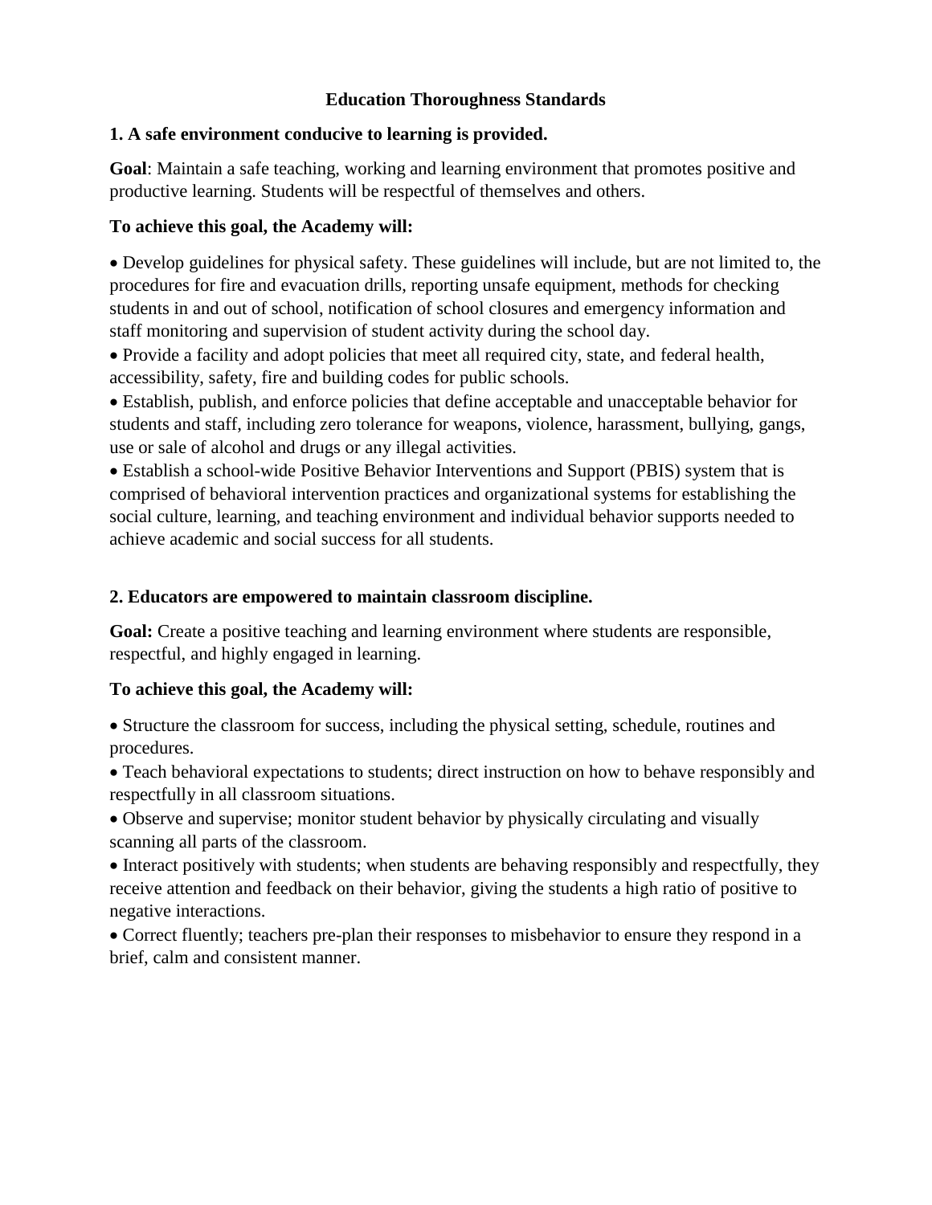## Education Thoroughness Standards

### 1. A safe environment conducive to learning is provided.

**Goal**: Maintain a safe teaching, working and learning environment that promotes positive and productive learning. Students will be respectful of themselves and others.

**To achieve this goal, the Academy will:**

- Develop guidelines for physical safety. These guidelines will include, but are not limited to, the procedures for fire and evacuation drills, reporting unsafe equipment, methods for checking students in and out of school, notification of school closures and emergency information and staff monitoring and supervision of student activity during the school day.
- Provide a facility and adopt policies that meet all required city, state, and federal health, accessibility, safety, fire and building codes for public schools.
- Establish, publish, and enforce policies that define acceptable and unacceptable behavior for students and staff, including zero tolerance for weapons, violence, harassment, bullying, gangs, use or sale of alcohol and drugs or any illegal activities.
- Establish a school-wide Positive Behavior Interventions and Support (PBIS) system that is comprised of behavioral intervention practices and organizational systems for establishing the social culture, learning, and teaching environment and individual behavior supports needed to achieve academic and social success for all students.

### 2. Educators are empowered to maintain classroom discipline.

**Goal:** Create a positive teaching and learning environment where students are responsible, respectful, and highly engaged in learning.

**To achieve this goal, the Academy will:**

- Structure the classroom for success, including the physical setting, schedule, routines and procedures.
- Teach behavioral expectations to students; direct instruction on how to behave responsibly and respectfully in all classroom situations.
- Observe and supervise; monitor student behavior by physically circulating and visually scanning all parts of the classroom.
- Interact positively with students; when students are behaving responsibly and respectfully, they receive attention and feedback on their behavior, giving the students a high ratio of positive to negative interactions.
- Correct fluently; teachers pre-plan their responses to misbehavior to ensure they respond in a brief, calm and consistent manner.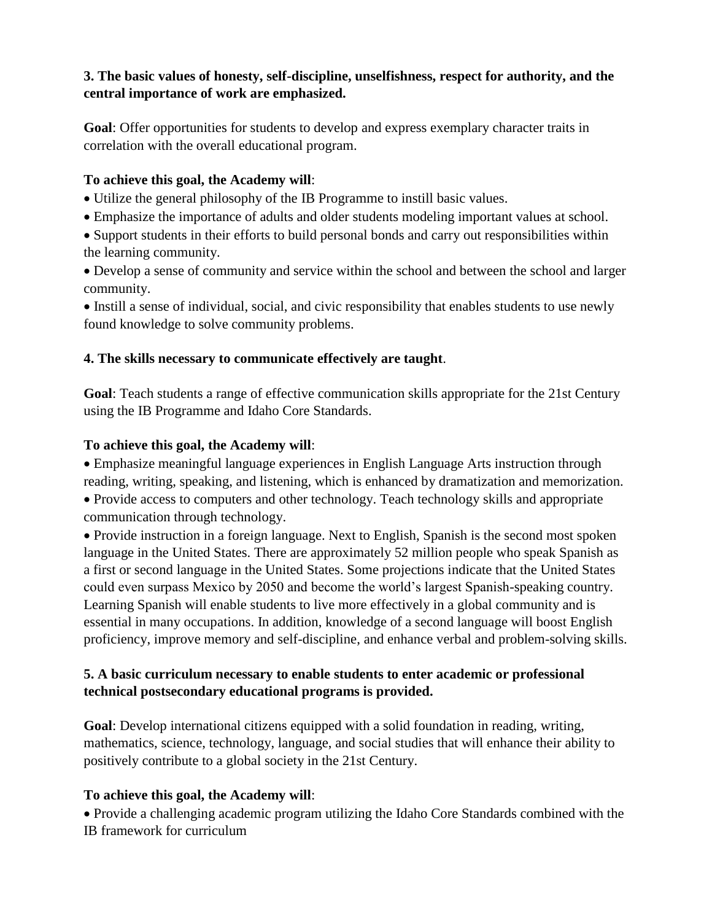**3. The basic values of honesty, self-discipline, unselfishness, respect for authority, and the central importance of work are emphasized.**

**Goal**: Offer opportunities for students to develop and express exemplary character traits in correlation with the overall educational program.

**To achieve this goal, the Academy will**:

- Utilize the general philosophy of the IB Programme to instill basic values.
- Emphasize the importance of adults and older students modeling important values at school.
- Support students in their efforts to build personal bonds and carry out responsibilities within the learning community.
- Develop a sense of community and service within the school and between the school and larger community.
- Instill a sense of individual, social, and civic responsibility that enables students to use newly found knowledge to solve community problems.

**4. The skills necessary to communicate effectively are taught**.

**Goal**: Teach students a range of effective communication skills appropriate for the 21st Century using the IB Programme and Idaho Core Standards.

**To achieve this goal, the Academy will**:

- Emphasize meaningful language experiences in English Language Arts instruction through reading, writing, speaking, and listening, which is enhanced by dramatization and memorization.
- Provide access to computers and other technology. Teach technology skills and appropriate communication through technology.
- Provide instruction in a foreign language. Next to English, Spanish is the second most spoken language in the United States. There are approximately 52 million people who speak Spanish as a first or second language in the United States. Some projections indicate that the United States could even surpass Mexico by 2050 and become the world's largest Spanish-speaking country. Learning Spanish will enable students to live more effectively in a global community and is essential in many occupations. In addition, knowledge of a second language will boost English proficiency, improve memory and self-discipline, and enhance verbal and problem-solving skills.

**5. A basic curriculum necessary to enable students to enter academic or professional technical postsecondary educational programs is provided.**

**Goal**: Develop international citizens equipped with a solid foundation in reading, writing, mathematics, science, technology, language, and social studies that will enhance their ability to positively contribute to a global society in the 21st Century.

**To achieve this goal, the Academy will**:

- Provide a challenging academic program utilizing the Idaho Core Standards combined with the IB framework for curriculum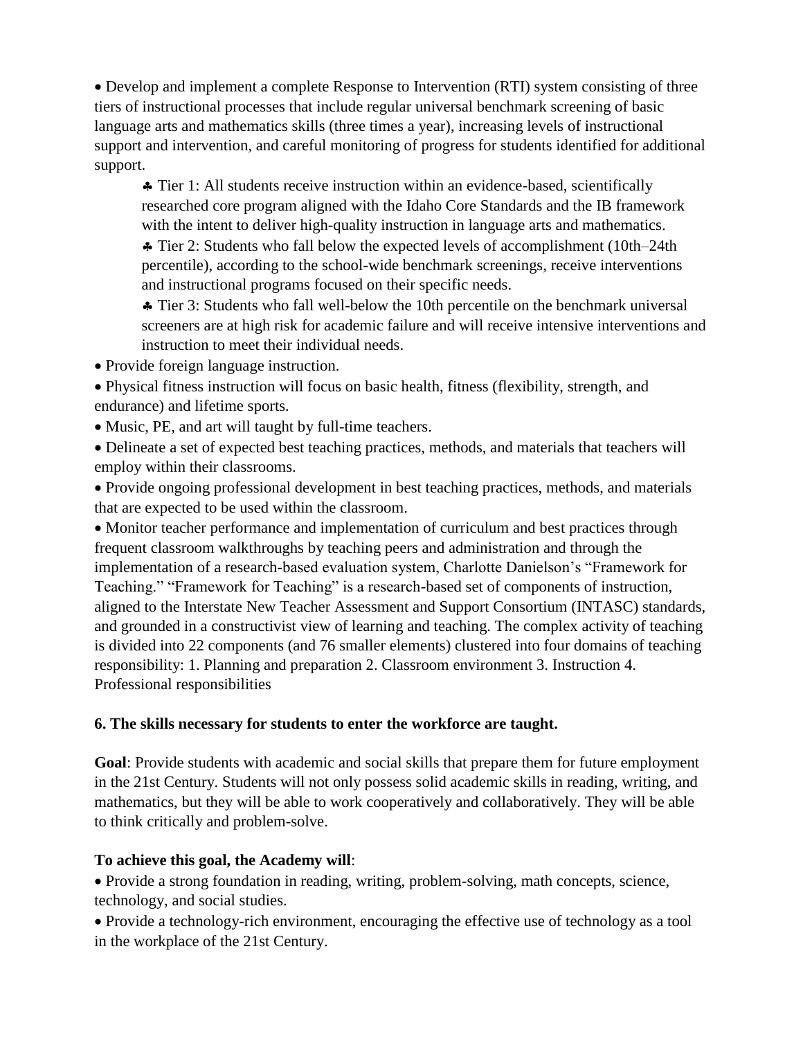- Develop and implement a complete Response to Intervention (RTI) system consisting of three tiers of instructional processes that include regular universal benchmark screening of basic language arts and mathematics skills (three times a year), increasing levels of instructional support and intervention, and careful monitoring of progress for students identified for additional support.
  - Tier 1: All students receive instruction within an evidence-based, scientifically researched core program aligned with the Idaho Core Standards and the IB framework with the intent to deliver high-quality instruction in language arts and mathematics.
  - Tier 2: Students who fall below the expected levels of accomplishment (10th–24th percentile), according to the school-wide benchmark screenings, receive interventions and instructional programs focused on their specific needs.
  - Tier 3: Students who fall well-below the 10th percentile on the benchmark universal screeners are at high risk for academic failure and will receive intensive interventions and instruction to meet their individual needs.
- Provide foreign language instruction.
- Physical fitness instruction will focus on basic health, fitness (flexibility, strength, and endurance) and lifetime sports.
- Music, PE, and art will taught by full-time teachers.
- Delineate a set of expected best teaching practices, methods, and materials that teachers will employ within their classrooms.
- Provide ongoing professional development in best teaching practices, methods, and materials that are expected to be used within the classroom.
- Monitor teacher performance and implementation of curriculum and best practices through frequent classroom walkthroughs by teaching peers and administration and through the implementation of a research-based evaluation system, Charlotte Danielson's "Framework for Teaching." "Framework for Teaching" is a research-based set of components of instruction, aligned to the Interstate New Teacher Assessment and Support Consortium (INTASC) standards, and grounded in a constructivist view of learning and teaching. The complex activity of teaching is divided into 22 components (and 76 smaller elements) clustered into four domains of teaching responsibility: 1. Planning and preparation 2. Classroom environment 3. Instruction 4. Professional responsibilities

**6. The skills necessary for students to enter the workforce are taught.**

**Goal**: Provide students with academic and social skills that prepare them for future employment in the 21st Century. Students will not only possess solid academic skills in reading, writing, and mathematics, but they will be able to work cooperatively and collaboratively. They will be able to think critically and problem-solve.

**To achieve this goal, the Academy will**:

- Provide a strong foundation in reading, writing, problem-solving, math concepts, science, technology, and social studies.
- Provide a technology-rich environment, encouraging the effective use of technology as a tool in the workplace of the 21st Century.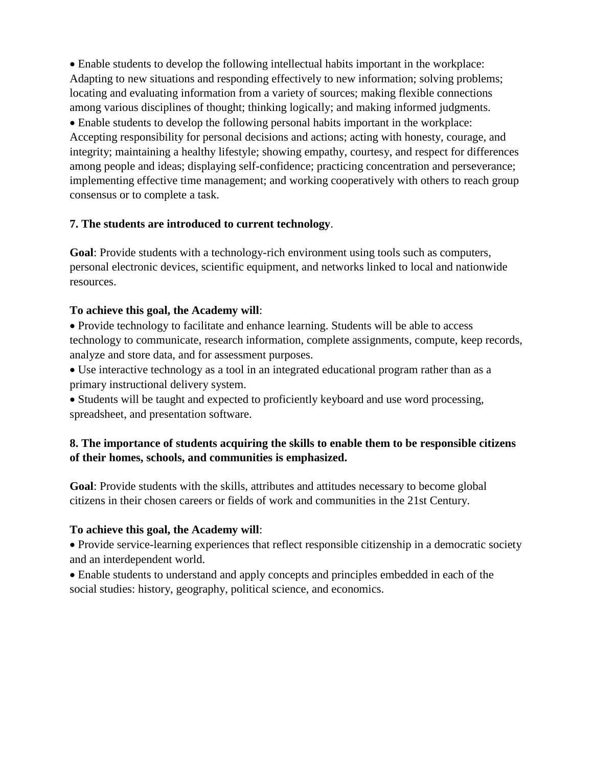- Enable students to develop the following intellectual habits important in the workplace: Adapting to new situations and responding effectively to new information; solving problems; locating and evaluating information from a variety of sources; making flexible connections among various disciplines of thought; thinking logically; and making informed judgments.
- Enable students to develop the following personal habits important in the workplace: Accepting responsibility for personal decisions and actions; acting with honesty, courage, and integrity; maintaining a healthy lifestyle; showing empathy, courtesy, and respect for differences among people and ideas; displaying self-confidence; practicing concentration and perseverance; implementing effective time management; and working cooperatively with others to reach group consensus or to complete a task.

**7. The students are introduced to current technology**.

**Goal**: Provide students with a technology-rich environment using tools such as computers, personal electronic devices, scientific equipment, and networks linked to local and nationwide resources.

**To achieve this goal, the Academy will**:

- Provide technology to facilitate and enhance learning. Students will be able to access technology to communicate, research information, complete assignments, compute, keep records, analyze and store data, and for assessment purposes.
- Use interactive technology as a tool in an integrated educational program rather than as a primary instructional delivery system.
- Students will be taught and expected to proficiently keyboard and use word processing, spreadsheet, and presentation software.

**8. The importance of students acquiring the skills to enable them to be responsible citizens of their homes, schools, and communities is emphasized.**

**Goal**: Provide students with the skills, attributes and attitudes necessary to become global citizens in their chosen careers or fields of work and communities in the 21st Century.

**To achieve this goal, the Academy will**:

- Provide service-learning experiences that reflect responsible citizenship in a democratic society and an interdependent world.
- Enable students to understand and apply concepts and principles embedded in each of the social studies: history, geography, political science, and economics.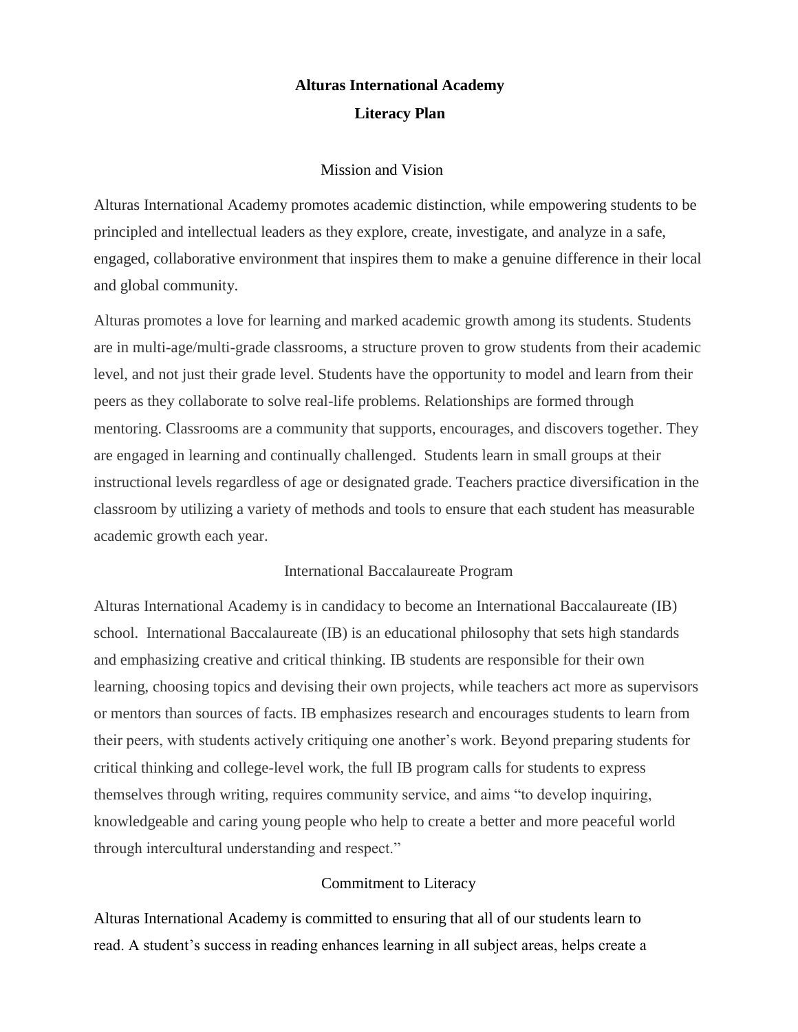# Alturas International Academy

# Literacy Plan

## Mission and Vision

Alturas International Academy promotes academic distinction, while empowering students to be principled and intellectual leaders as they explore, create, investigate, and analyze in a safe, engaged, collaborative environment that inspires them to make a genuine difference in their local and global community.

Alturas promotes a love for learning and marked academic growth among its students. Students are in multi-age/multi-grade classrooms, a structure proven to grow students from their academic level, and not just their grade level. Students have the opportunity to model and learn from their peers as they collaborate to solve real-life problems. Relationships are formed through mentoring. Classrooms are a community that supports, encourages, and discovers together. They are engaged in learning and continually challenged. Students learn in small groups at their instructional levels regardless of age or designated grade. Teachers practice diversification in the classroom by utilizing a variety of methods and tools to ensure that each student has measurable academic growth each year.

## International Baccalaureate Program

Alturas International Academy is in candidacy to become an International Baccalaureate (IB) school. International Baccalaureate (IB) is an educational philosophy that sets high standards and emphasizing creative and critical thinking. IB students are responsible for their own learning, choosing topics and devising their own projects, while teachers act more as supervisors or mentors than sources of facts. IB emphasizes research and encourages students to learn from their peers, with students actively critiquing one another's work. Beyond preparing students for critical thinking and college-level work, the full IB program calls for students to express themselves through writing, requires community service, and aims "to develop inquiring, knowledgeable and caring young people who help to create a better and more peaceful world through intercultural understanding and respect."

## Commitment to Literacy

Alturas International Academy is committed to ensuring that all of our students learn to read. A student's success in reading enhances learning in all subject areas, helps create a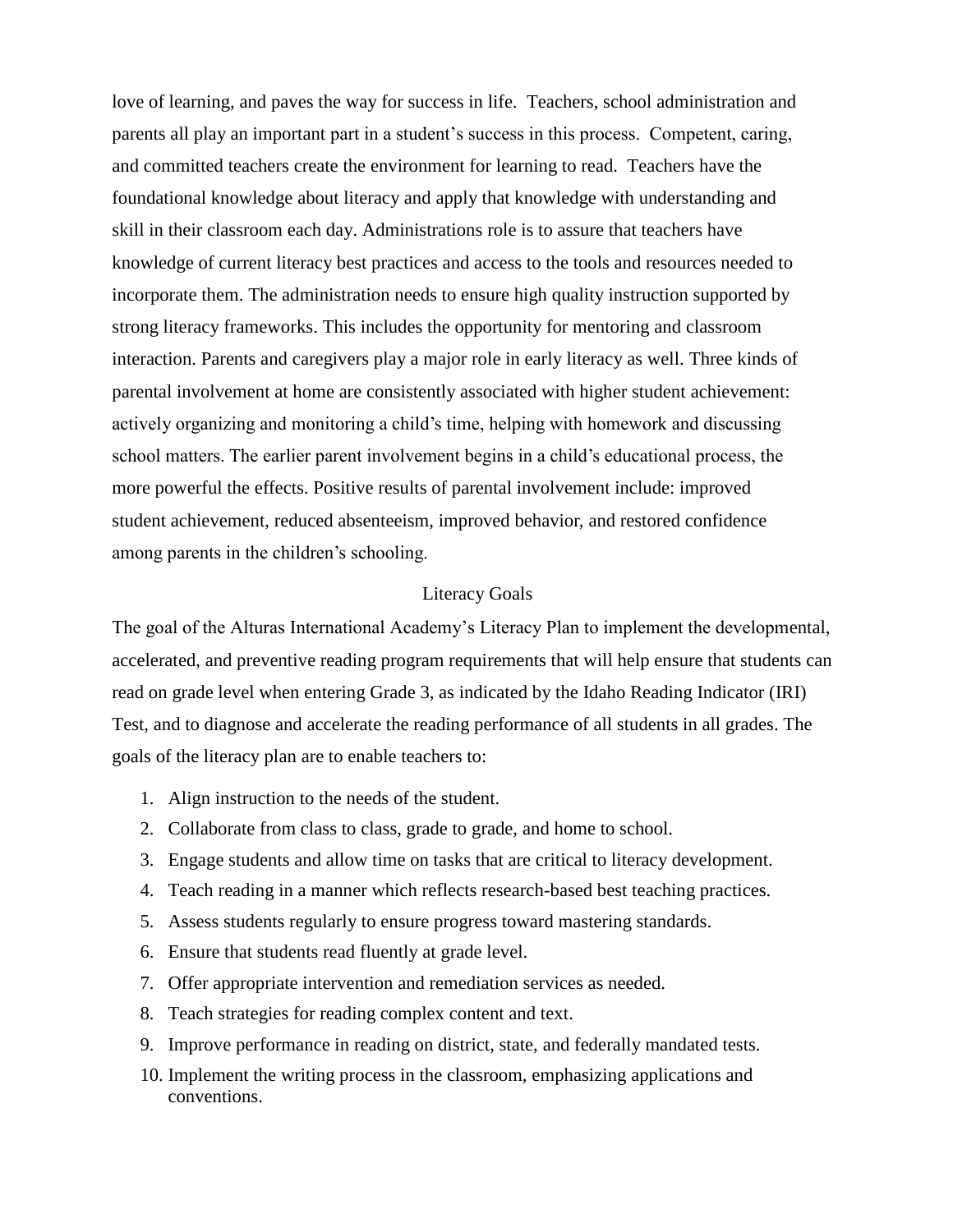love of learning, and paves the way for success in life. Teachers, school administration and parents all play an important part in a student's success in this process. Competent, caring, and committed teachers create the environment for learning to read. Teachers have the foundational knowledge about literacy and apply that knowledge with understanding and skill in their classroom each day. Administrations role is to assure that teachers have knowledge of current literacy best practices and access to the tools and resources needed to incorporate them. The administration needs to ensure high quality instruction supported by strong literacy frameworks. This includes the opportunity for mentoring and classroom interaction. Parents and caregivers play a major role in early literacy as well. Three kinds of parental involvement at home are consistently associated with higher student achievement: actively organizing and monitoring a child's time, helping with homework and discussing school matters. The earlier parent involvement begins in a child's educational process, the more powerful the effects. Positive results of parental involvement include: improved student achievement, reduced absenteeism, improved behavior, and restored confidence among parents in the children's schooling.

## Literacy Goals

The goal of the Alturas International Academy's Literacy Plan to implement the developmental, accelerated, and preventive reading program requirements that will help ensure that students can read on grade level when entering Grade 3, as indicated by the Idaho Reading Indicator (IRI) Test, and to diagnose and accelerate the reading performance of all students in all grades. The goals of the literacy plan are to enable teachers to:

1. Align instruction to the needs of the student.
2. Collaborate from class to class, grade to grade, and home to school.
3. Engage students and allow time on tasks that are critical to literacy development.
4. Teach reading in a manner which reflects research-based best teaching practices.
5. Assess students regularly to ensure progress toward mastering standards.
6. Ensure that students read fluently at grade level.
7. Offer appropriate intervention and remediation services as needed.
8. Teach strategies for reading complex content and text.
9. Improve performance in reading on district, state, and federally mandated tests.
10. Implement the writing process in the classroom, emphasizing applications and conventions.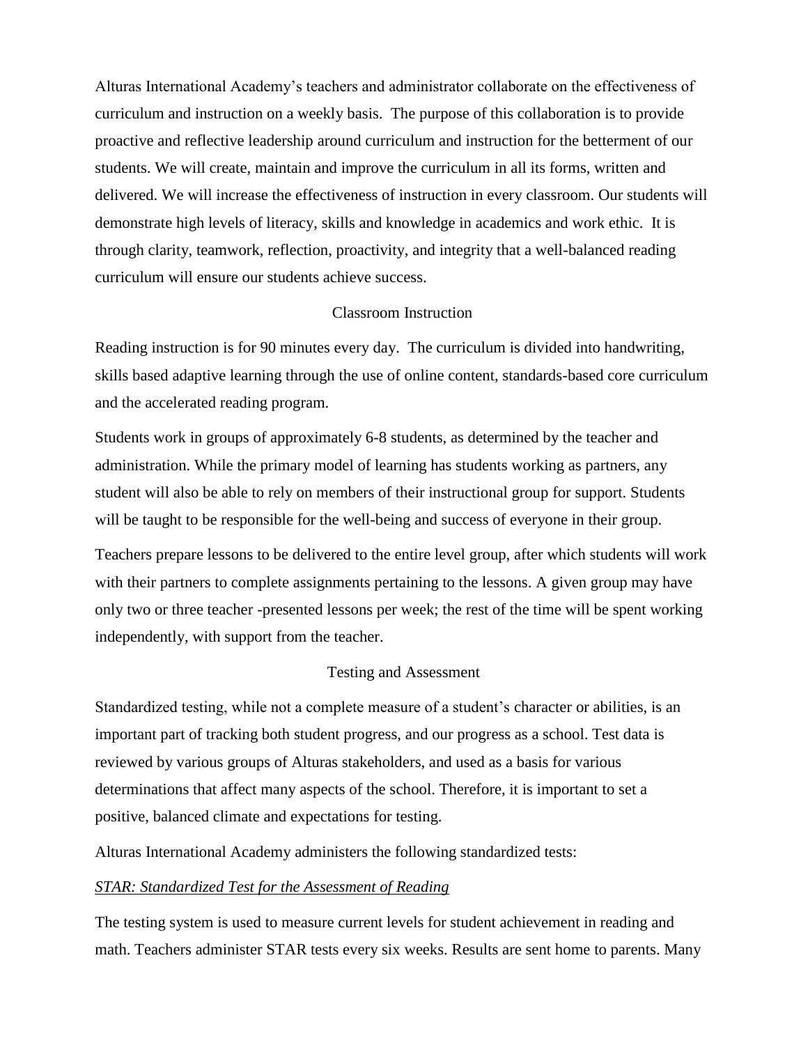Alturas International Academy's teachers and administrator collaborate on the effectiveness of curriculum and instruction on a weekly basis. The purpose of this collaboration is to provide proactive and reflective leadership around curriculum and instruction for the betterment of our students. We will create, maintain and improve the curriculum in all its forms, written and delivered. We will increase the effectiveness of instruction in every classroom. Our students will demonstrate high levels of literacy, skills and knowledge in academics and work ethic. It is through clarity, teamwork, reflection, proactivity, and integrity that a well-balanced reading curriculum will ensure our students achieve success.

## Classroom Instruction

Reading instruction is for 90 minutes every day. The curriculum is divided into handwriting, skills based adaptive learning through the use of online content, standards-based core curriculum and the accelerated reading program.

Students work in groups of approximately 6-8 students, as determined by the teacher and administration. While the primary model of learning has students working as partners, any student will also be able to rely on members of their instructional group for support. Students will be taught to be responsible for the well-being and success of everyone in their group.

Teachers prepare lessons to be delivered to the entire level group, after which students will work with their partners to complete assignments pertaining to the lessons. A given group may have only two or three teacher -presented lessons per week; the rest of the time will be spent working independently, with support from the teacher.

## Testing and Assessment

Standardized testing, while not a complete measure of a student's character or abilities, is an important part of tracking both student progress, and our progress as a school. Test data is reviewed by various groups of Alturas stakeholders, and used as a basis for various determinations that affect many aspects of the school. Therefore, it is important to set a positive, balanced climate and expectations for testing.

Alturas International Academy administers the following standardized tests:

### *STAR: Standardized Test for the Assessment of Reading*

The testing system is used to measure current levels for student achievement in reading and math. Teachers administer STAR tests every six weeks. Results are sent home to parents. Many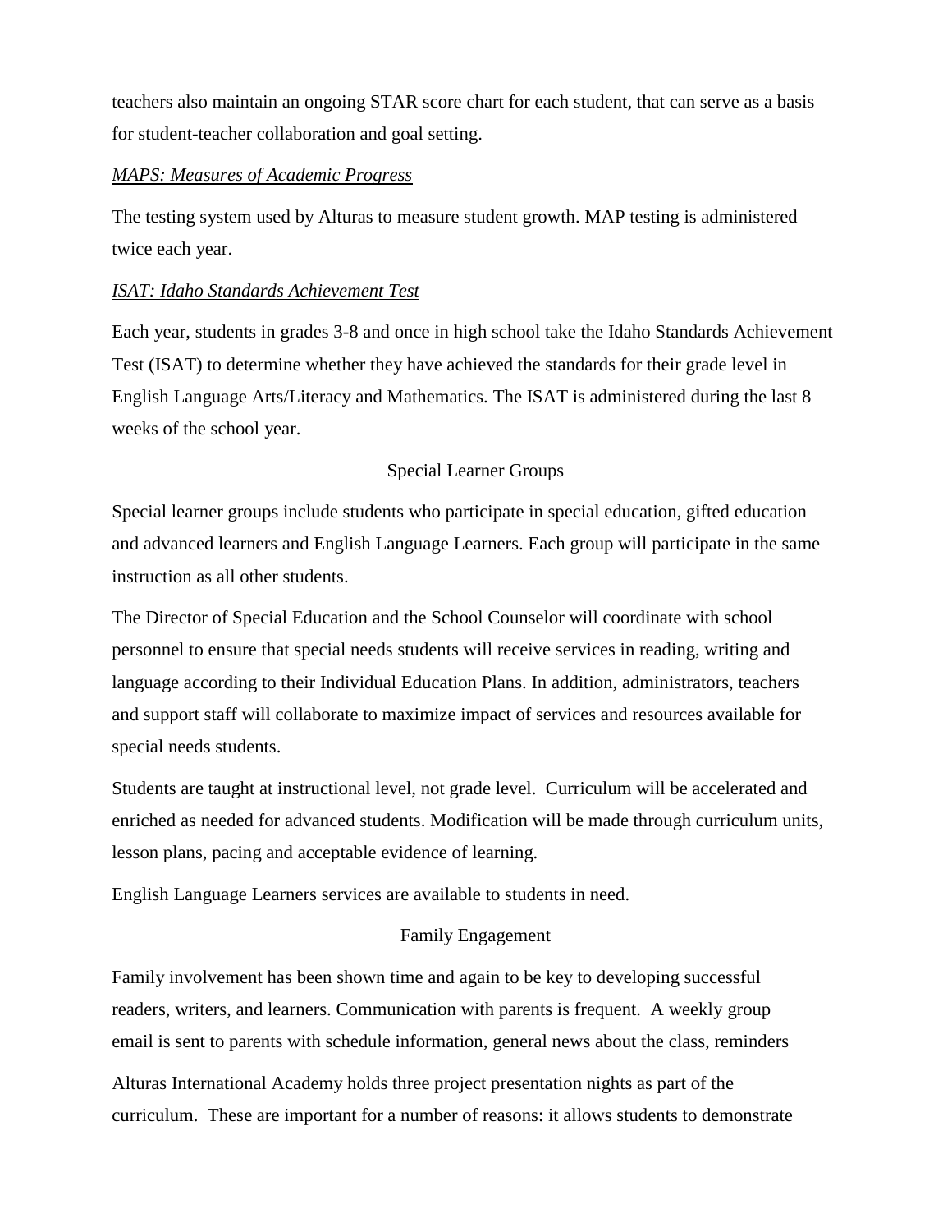teachers also maintain an ongoing STAR score chart for each student, that can serve as a basis for student-teacher collaboration and goal setting.

*MAPS: Measures of Academic Progress*

The testing system used by Alturas to measure student growth. MAP testing is administered twice each year.

*ISAT: Idaho Standards Achievement Test*

Each year, students in grades 3-8 and once in high school take the Idaho Standards Achievement Test (ISAT) to determine whether they have achieved the standards for their grade level in English Language Arts/Literacy and Mathematics. The ISAT is administered during the last 8 weeks of the school year.

## Special Learner Groups

Special learner groups include students who participate in special education, gifted education and advanced learners and English Language Learners. Each group will participate in the same instruction as all other students.

The Director of Special Education and the School Counselor will coordinate with school personnel to ensure that special needs students will receive services in reading, writing and language according to their Individual Education Plans. In addition, administrators, teachers and support staff will collaborate to maximize impact of services and resources available for special needs students.

Students are taught at instructional level, not grade level. Curriculum will be accelerated and enriched as needed for advanced students. Modification will be made through curriculum units, lesson plans, pacing and acceptable evidence of learning.

English Language Learners services are available to students in need.

## Family Engagement

Family involvement has been shown time and again to be key to developing successful readers, writers, and learners. Communication with parents is frequent. A weekly group email is sent to parents with schedule information, general news about the class, reminders

Alturas International Academy holds three project presentation nights as part of the curriculum. These are important for a number of reasons: it allows students to demonstrate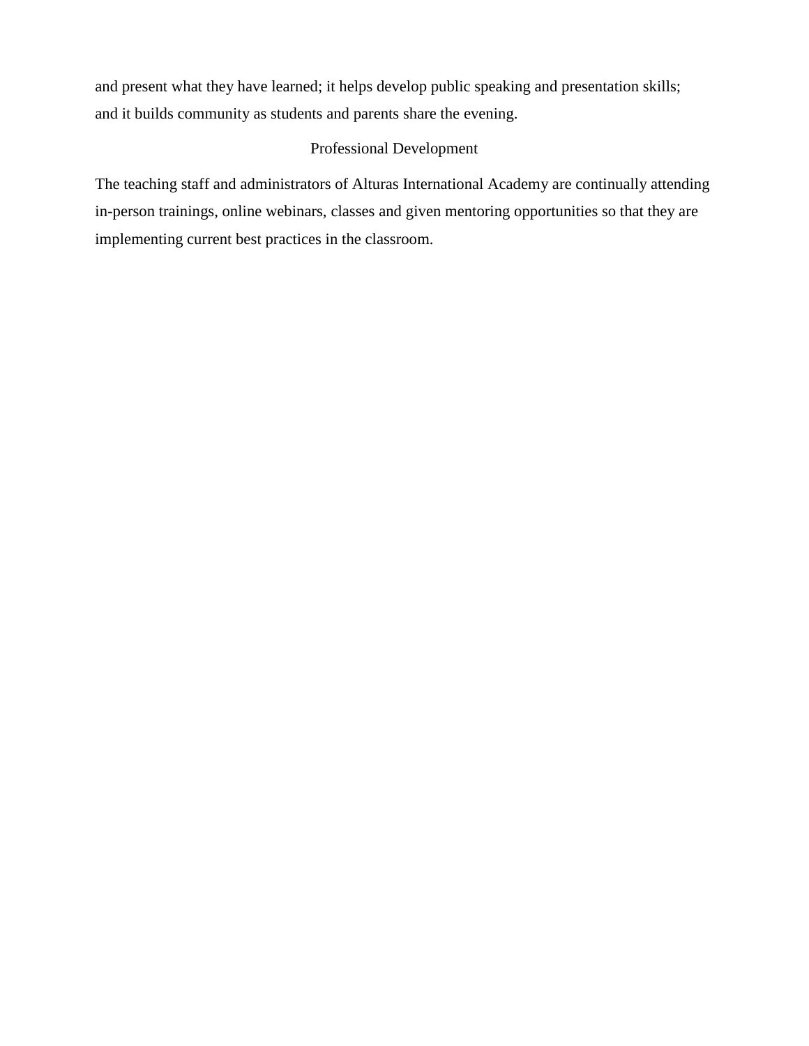and present what they have learned; it helps develop public speaking and presentation skills; and it builds community as students and parents share the evening.

## Professional Development

The teaching staff and administrators of Alturas International Academy are continually attending in-person trainings, online webinars, classes and given mentoring opportunities so that they are implementing current best practices in the classroom.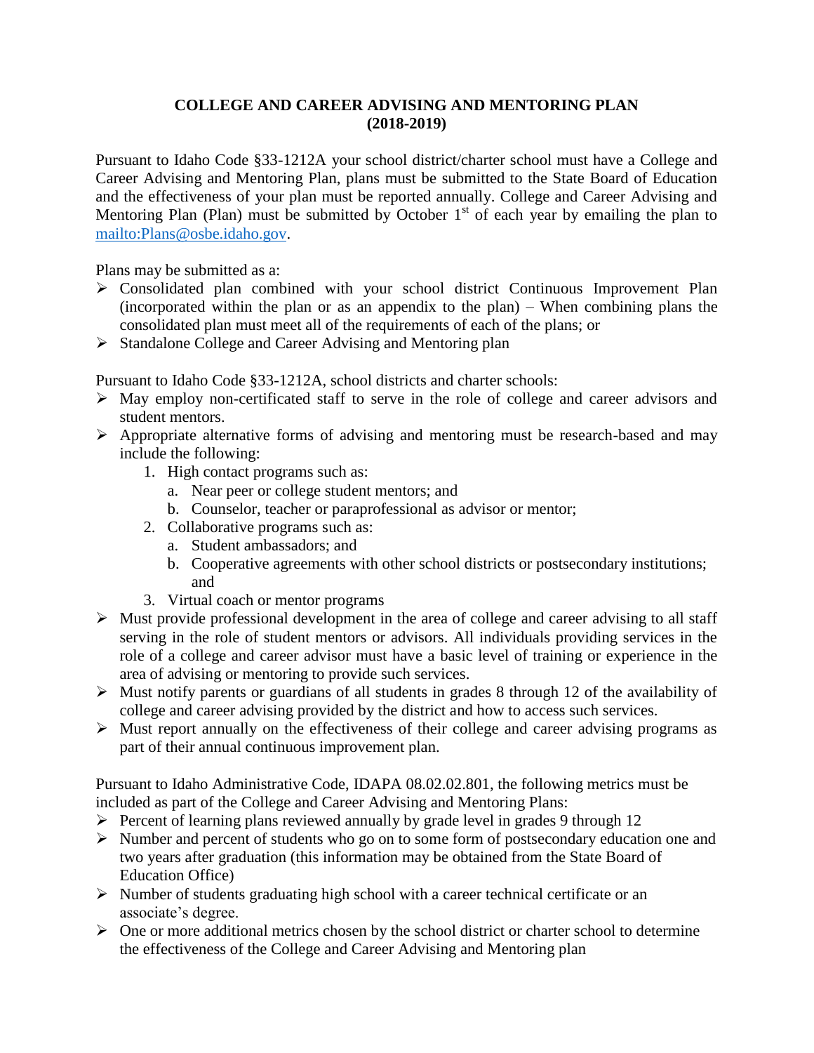# COLLEGE AND CAREER ADVISING AND MENTORING PLAN (2018-2019)

Pursuant to Idaho Code §33-1212A your school district/charter school must have a College and Career Advising and Mentoring Plan, plans must be submitted to the State Board of Education and the effectiveness of your plan must be reported annually. College and Career Advising and Mentoring Plan (Plan) must be submitted by October 1st of each year by emailing the plan to mailto:Plans@osbe.idaho.gov.

Plans may be submitted as a:

- Consolidated plan combined with your school district Continuous Improvement Plan (incorporated within the plan or as an appendix to the plan) – When combining plans the consolidated plan must meet all of the requirements of each of the plans; or
- Standalone College and Career Advising and Mentoring plan

Pursuant to Idaho Code §33-1212A, school districts and charter schools:

- May employ non-certificated staff to serve in the role of college and career advisors and student mentors.
- Appropriate alternative forms of advising and mentoring must be research-based and may include the following:
    1. High contact programs such as:
        a. Near peer or college student mentors; and
        b. Counselor, teacher or paraprofessional as advisor or mentor;
    2. Collaborative programs such as:
        a. Student ambassadors; and
        b. Cooperative agreements with other school districts or postsecondary institutions; and
    3. Virtual coach or mentor programs
- Must provide professional development in the area of college and career advising to all staff serving in the role of student mentors or advisors. All individuals providing services in the role of a college and career advisor must have a basic level of training or experience in the area of advising or mentoring to provide such services.
- Must notify parents or guardians of all students in grades 8 through 12 of the availability of college and career advising provided by the district and how to access such services.
- Must report annually on the effectiveness of their college and career advising programs as part of their annual continuous improvement plan.

Pursuant to Idaho Administrative Code, IDAPA 08.02.02.801, the following metrics must be included as part of the College and Career Advising and Mentoring Plans:

- Percent of learning plans reviewed annually by grade level in grades 9 through 12
- Number and percent of students who go on to some form of postsecondary education one and two years after graduation (this information may be obtained from the State Board of Education Office)
- Number of students graduating high school with a career technical certificate or an associate's degree.
- One or more additional metrics chosen by the school district or charter school to determine the effectiveness of the College and Career Advising and Mentoring plan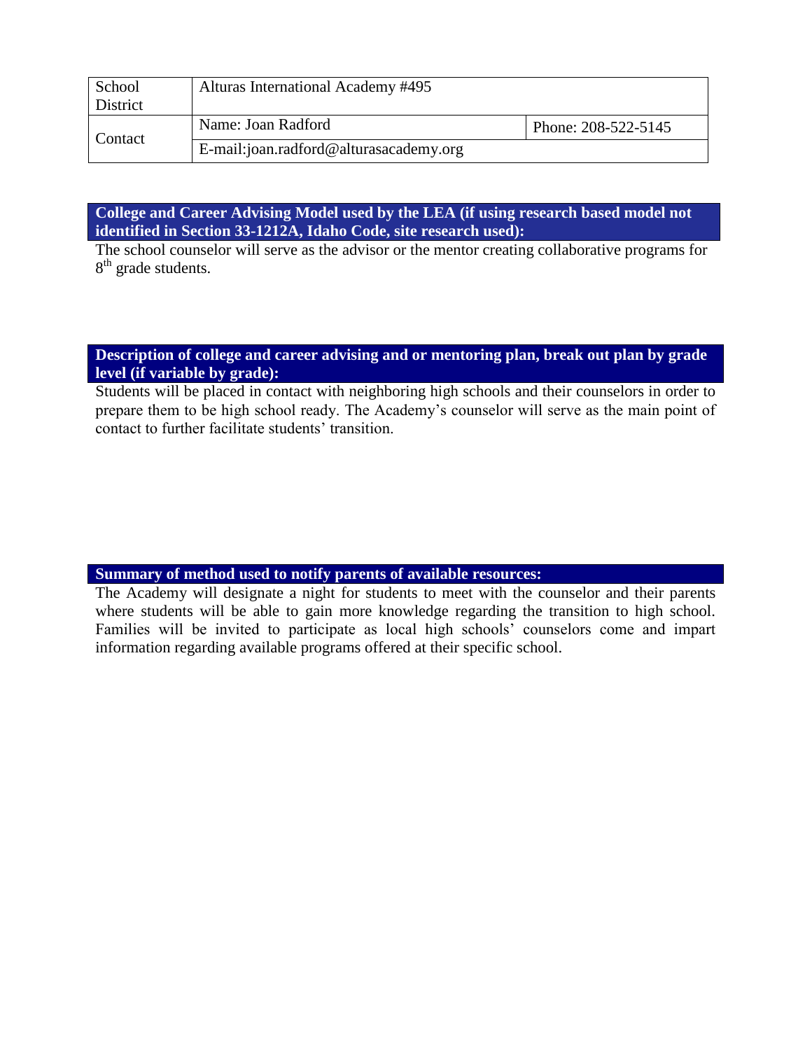| | | |
|---|---|---|
| School District | Alturas International Academy #495 | |
| Contact | Name: Joan Radford | Phone: 208-522-5145 |
| | E-mail:joan.radford@alturasacademy.org | |

**College and Career Advising Model used by the LEA (if using research based model not identified in Section 33-1212A, Idaho Code, site research used):**

The school counselor will serve as the advisor or the mentor creating collaborative programs for 8th grade students.

**Description of college and career advising and or mentoring plan, break out plan by grade level (if variable by grade):**

Students will be placed in contact with neighboring high schools and their counselors in order to prepare them to be high school ready. The Academy's counselor will serve as the main point of contact to further facilitate students' transition.

**Summary of method used to notify parents of available resources:**

The Academy will designate a night for students to meet with the counselor and their parents where students will be able to gain more knowledge regarding the transition to high school. Families will be invited to participate as local high schools' counselors come and impart information regarding available programs offered at their specific school.